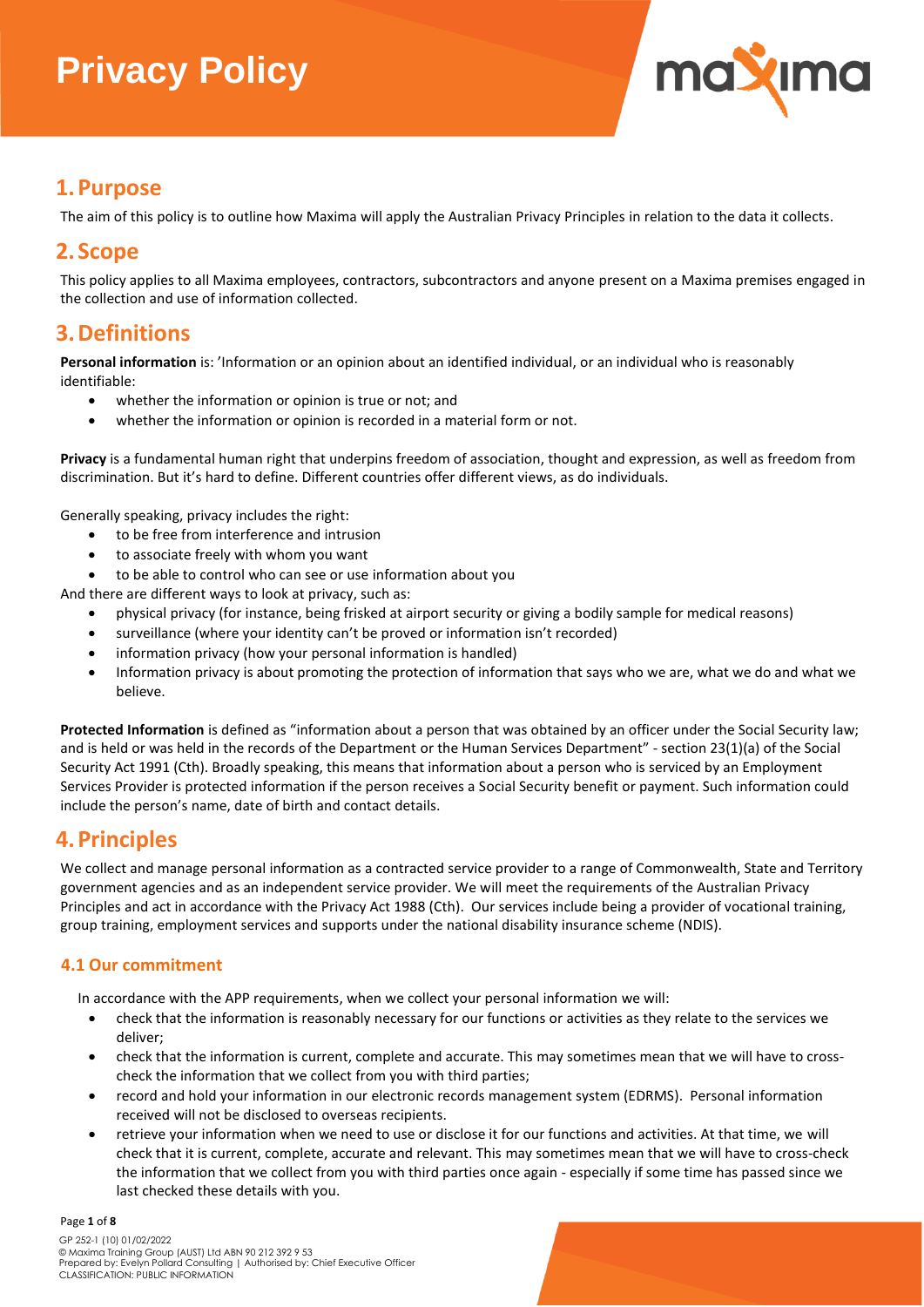# Privacy Policy

## 1. Purpose

The aim of this policy is to outline how Maxima will apply the Australian Privacy Principles in relation to the data it collects.

## 2. Scope

This policy applies to all Maxima employees, contractors, subcontractors and anyone present on a Maxima premises engaged in the collection and use of information collected.

## 3. Definitions

**Personal information** is: 'Information or an opinion about an identified individual, or an individual who is reasonably identifiable:

- whether the information or opinion is true or not; and
- whether the information or opinion is recorded in a material form or not.

**Privacy** is a fundamental human right that underpins freedom of association, thought and expression, as well as freedom from discrimination. But it's hard to define. Different countries offer different views, as do individuals.

Generally speaking, privacy includes the right:

- to be free from interference and intrusion
- to associate freely with whom you want
- to be able to control who can see or use information about you

And there are different ways to look at privacy, such as:

- physical privacy (for instance, being frisked at airport security or giving a bodily sample for medical reasons)
- surveillance (where your identity can't be proved or information isn't recorded)
- information privacy (how your personal information is handled)
- Information privacy is about promoting the protection of information that says who we are, what we do and what we believe.

**Protected Information** is defined as "information about a person that was obtained by an officer under the Social Security law; and is held or was held in the records of the Department or the Human Services Department" - section 23(1)(a) of the Social Security Act 1991 (Cth). Broadly speaking, this means that information about a person who is serviced by an Employment Services Provider is protected information if the person receives a Social Security benefit or payment. Such information could include the person's name, date of birth and contact details.

## 4. Principles

We collect and manage personal information as a contracted service provider to a range of Commonwealth, State and Territory government agencies and as an independent service provider. We will meet the requirements of the Australian Privacy Principles and act in accordance with the Privacy Act 1988 (Cth). Our services include being a provider of vocational training, group training, employment services and supports under the national disability insurance scheme (NDIS).

### 4.1 Our commitment

In accordance with the APP requirements, when we collect your personal information we will:

- check that the information is reasonably necessary for our functions or activities as they relate to the services we deliver;
- check that the information is current, complete and accurate. This may sometimes mean that we will have to cross-check the information that we collect from you with third parties;
- record and hold your information in our electronic records management system (EDRMS). Personal information received will not be disclosed to overseas recipients.
- retrieve your information when we need to use or disclose it for our functions and activities. At that time, we will check that it is current, complete, accurate and relevant. This may sometimes mean that we will have to cross-check the information that we collect from you with third parties once again - especially if some time has passed since we last checked these details with you.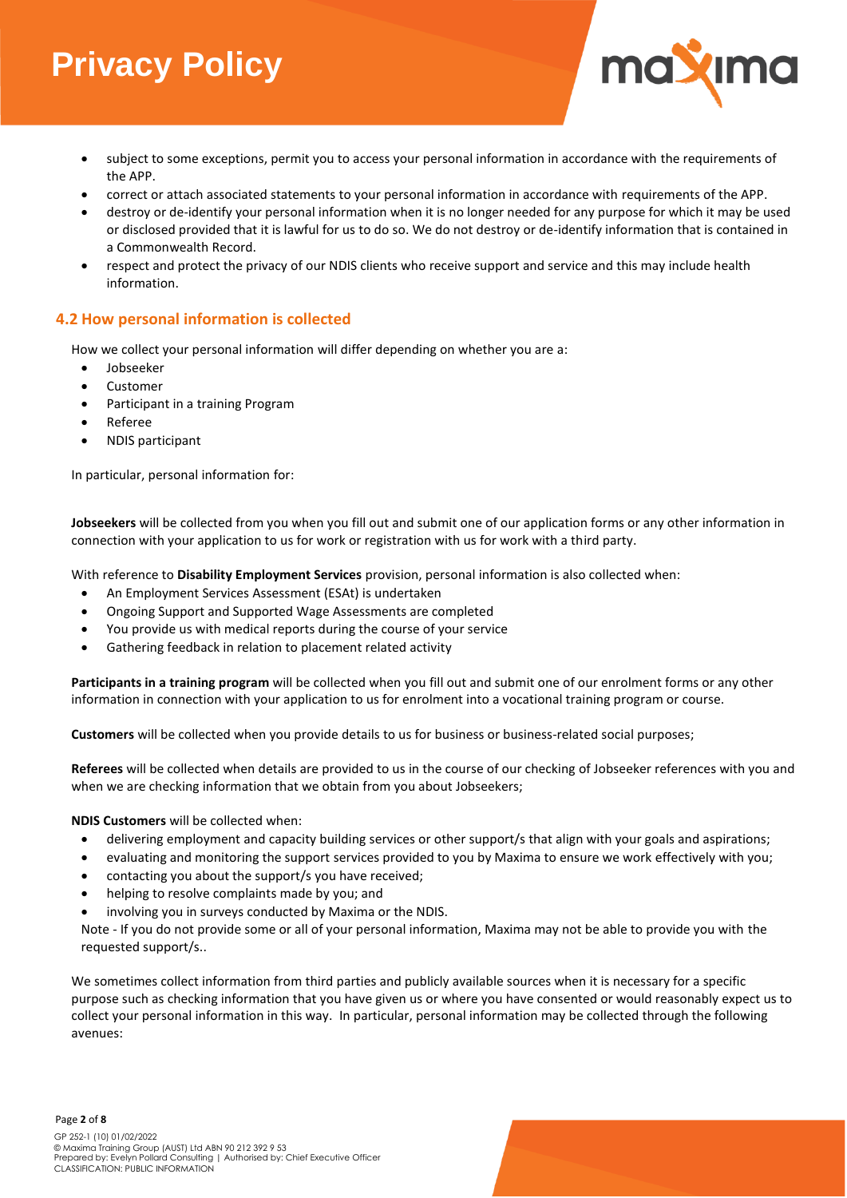- subject to some exceptions, permit you to access your personal information in accordance with the requirements of the APP.
- correct or attach associated statements to your personal information in accordance with requirements of the APP.
- destroy or de-identify your personal information when it is no longer needed for any purpose for which it may be used or disclosed provided that it is lawful for us to do so. We do not destroy or de-identify information that is contained in a Commonwealth Record.
- respect and protect the privacy of our NDIS clients who receive support and service and this may include health information.

## 4.2 How personal information is collected

How we collect your personal information will differ depending on whether you are a:

- Jobseeker
- Customer
- Participant in a training Program
- Referee
- NDIS participant

In particular, personal information for:

**Jobseekers** will be collected from you when you fill out and submit one of our application forms or any other information in connection with your application to us for work or registration with us for work with a third party.

With reference to **Disability Employment Services** provision, personal information is also collected when:

- An Employment Services Assessment (ESAt) is undertaken
- Ongoing Support and Supported Wage Assessments are completed
- You provide us with medical reports during the course of your service
- Gathering feedback in relation to placement related activity

**Participants in a training program** will be collected when you fill out and submit one of our enrolment forms or any other information in connection with your application to us for enrolment into a vocational training program or course.

**Customers** will be collected when you provide details to us for business or business-related social purposes;

**Referees** will be collected when details are provided to us in the course of our checking of Jobseeker references with you and when we are checking information that we obtain from you about Jobseekers;

**NDIS Customers** will be collected when:

- delivering employment and capacity building services or other support/s that align with your goals and aspirations;
- evaluating and monitoring the support services provided to you by Maxima to ensure we work effectively with you;
- contacting you about the support/s you have received;
- helping to resolve complaints made by you; and
- involving you in surveys conducted by Maxima or the NDIS.

Note - If you do not provide some or all of your personal information, Maxima may not be able to provide you with the requested support/s..

We sometimes collect information from third parties and publicly available sources when it is necessary for a specific purpose such as checking information that you have given us or where you have consented or would reasonably expect us to collect your personal information in this way. In particular, personal information may be collected through the following avenues: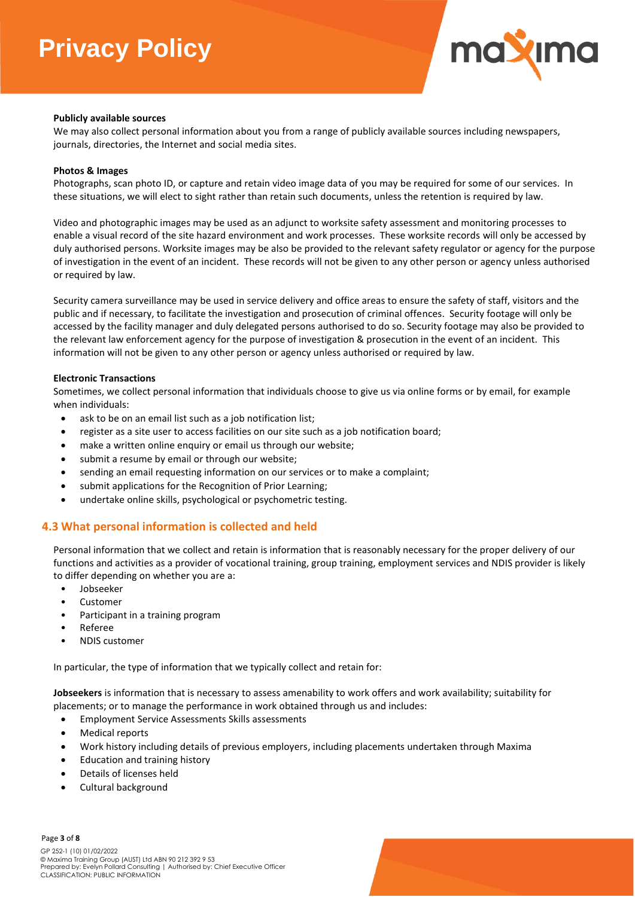**Publicly available sources**

We may also collect personal information about you from a range of publicly available sources including newspapers, journals, directories, the Internet and social media sites.

**Photos & Images**

Photographs, scan photo ID, or capture and retain video image data of you may be required for some of our services. In these situations, we will elect to sight rather than retain such documents, unless the retention is required by law.

Video and photographic images may be used as an adjunct to worksite safety assessment and monitoring processes to enable a visual record of the site hazard environment and work processes. These worksite records will only be accessed by duly authorised persons. Worksite images may be also be provided to the relevant safety regulator or agency for the purpose of investigation in the event of an incident. These records will not be given to any other person or agency unless authorised or required by law.

Security camera surveillance may be used in service delivery and office areas to ensure the safety of staff, visitors and the public and if necessary, to facilitate the investigation and prosecution of criminal offences. Security footage will only be accessed by the facility manager and duly delegated persons authorised to do so. Security footage may also be provided to the relevant law enforcement agency for the purpose of investigation & prosecution in the event of an incident. This information will not be given to any other person or agency unless authorised or required by law.

**Electronic Transactions**

Sometimes, we collect personal information that individuals choose to give us via online forms or by email, for example when individuals:

- ask to be on an email list such as a job notification list;
- register as a site user to access facilities on our site such as a job notification board;
- make a written online enquiry or email us through our website;
- submit a resume by email or through our website;
- sending an email requesting information on our services or to make a complaint;
- submit applications for the Recognition of Prior Learning;
- undertake online skills, psychological or psychometric testing.

## 4.3 What personal information is collected and held

Personal information that we collect and retain is information that is reasonably necessary for the proper delivery of our functions and activities as a provider of vocational training, group training, employment services and NDIS provider is likely to differ depending on whether you are a:

- Jobseeker
- Customer
- Participant in a training program
- Referee
- NDIS customer

In particular, the type of information that we typically collect and retain for:

**Jobseekers** is information that is necessary to assess amenability to work offers and work availability; suitability for placements; or to manage the performance in work obtained through us and includes:

- Employment Service Assessments Skills assessments
- Medical reports
- Work history including details of previous employers, including placements undertaken through Maxima
- Education and training history
- Details of licenses held
- Cultural background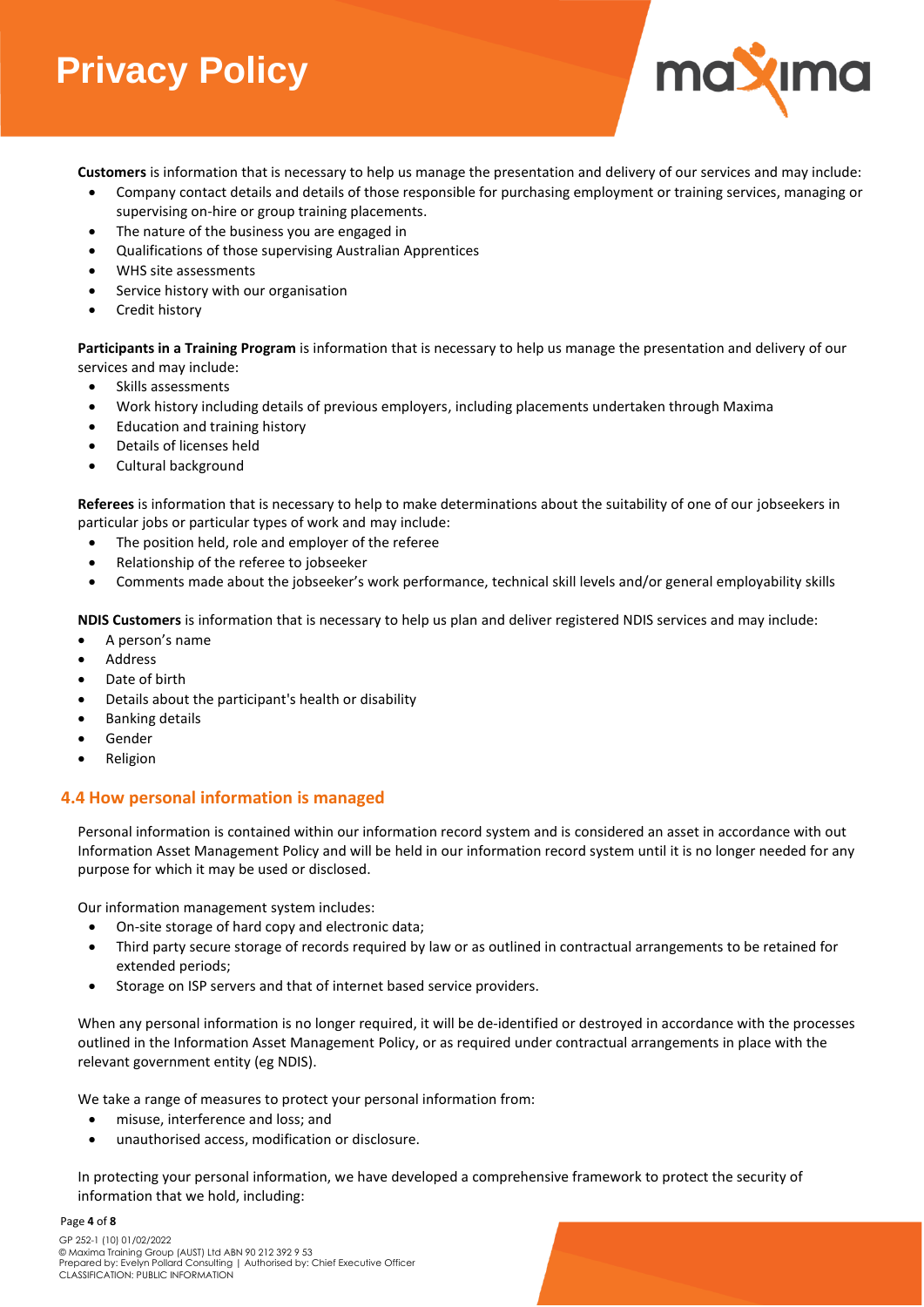**Customers** is information that is necessary to help us manage the presentation and delivery of our services and may include:

- Company contact details and details of those responsible for purchasing employment or training services, managing or supervising on-hire or group training placements.
- The nature of the business you are engaged in
- Qualifications of those supervising Australian Apprentices
- WHS site assessments
- Service history with our organisation
- Credit history

**Participants in a Training Program** is information that is necessary to help us manage the presentation and delivery of our services and may include:

- Skills assessments
- Work history including details of previous employers, including placements undertaken through Maxima
- Education and training history
- Details of licenses held
- Cultural background

**Referees** is information that is necessary to help to make determinations about the suitability of one of our jobseekers in particular jobs or particular types of work and may include:

- The position held, role and employer of the referee
- Relationship of the referee to jobseeker
- Comments made about the jobseeker's work performance, technical skill levels and/or general employability skills

**NDIS Customers** is information that is necessary to help us plan and deliver registered NDIS services and may include:

- A person's name
- Address
- Date of birth
- Details about the participant's health or disability
- Banking details
- Gender
- Religion

## 4.4 How personal information is managed

Personal information is contained within our information record system and is considered an asset in accordance with out Information Asset Management Policy and will be held in our information record system until it is no longer needed for any purpose for which it may be used or disclosed.

Our information management system includes:

- On-site storage of hard copy and electronic data;
- Third party secure storage of records required by law or as outlined in contractual arrangements to be retained for extended periods;
- Storage on ISP servers and that of internet based service providers.

When any personal information is no longer required, it will be de-identified or destroyed in accordance with the processes outlined in the Information Asset Management Policy, or as required under contractual arrangements in place with the relevant government entity (eg NDIS).

We take a range of measures to protect your personal information from:

- misuse, interference and loss; and
- unauthorised access, modification or disclosure.

In protecting your personal information, we have developed a comprehensive framework to protect the security of information that we hold, including: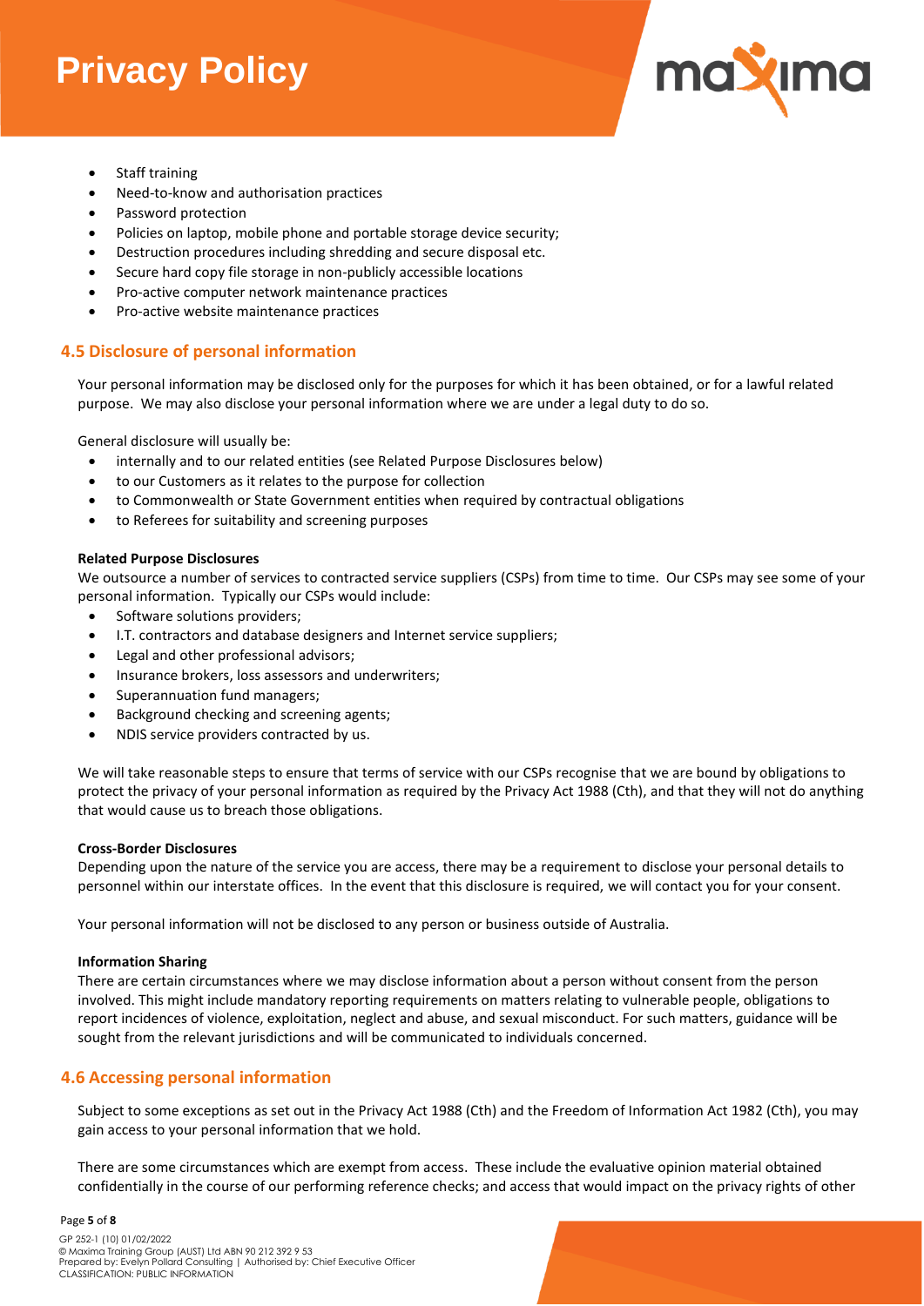- Staff training
- Need-to-know and authorisation practices
- Password protection
- Policies on laptop, mobile phone and portable storage device security;
- Destruction procedures including shredding and secure disposal etc.
- Secure hard copy file storage in non-publicly accessible locations
- Pro-active computer network maintenance practices
- Pro-active website maintenance practices

## 4.5 Disclosure of personal information

Your personal information may be disclosed only for the purposes for which it has been obtained, or for a lawful related purpose. We may also disclose your personal information where we are under a legal duty to do so.

General disclosure will usually be:

- internally and to our related entities (see Related Purpose Disclosures below)
- to our Customers as it relates to the purpose for collection
- to Commonwealth or State Government entities when required by contractual obligations
- to Referees for suitability and screening purposes

**Related Purpose Disclosures**

We outsource a number of services to contracted service suppliers (CSPs) from time to time. Our CSPs may see some of your personal information. Typically our CSPs would include:

- Software solutions providers;
- I.T. contractors and database designers and Internet service suppliers;
- Legal and other professional advisors;
- Insurance brokers, loss assessors and underwriters;
- Superannuation fund managers;
- Background checking and screening agents;
- NDIS service providers contracted by us.

We will take reasonable steps to ensure that terms of service with our CSPs recognise that we are bound by obligations to protect the privacy of your personal information as required by the Privacy Act 1988 (Cth), and that they will not do anything that would cause us to breach those obligations.

**Cross-Border Disclosures**

Depending upon the nature of the service you are access, there may be a requirement to disclose your personal details to personnel within our interstate offices. In the event that this disclosure is required, we will contact you for your consent.

Your personal information will not be disclosed to any person or business outside of Australia.

**Information Sharing**

There are certain circumstances where we may disclose information about a person without consent from the person involved. This might include mandatory reporting requirements on matters relating to vulnerable people, obligations to report incidences of violence, exploitation, neglect and abuse, and sexual misconduct. For such matters, guidance will be sought from the relevant jurisdictions and will be communicated to individuals concerned.

## 4.6 Accessing personal information

Subject to some exceptions as set out in the Privacy Act 1988 (Cth) and the Freedom of Information Act 1982 (Cth), you may gain access to your personal information that we hold.

There are some circumstances which are exempt from access. These include the evaluative opinion material obtained confidentially in the course of our performing reference checks; and access that would impact on the privacy rights of other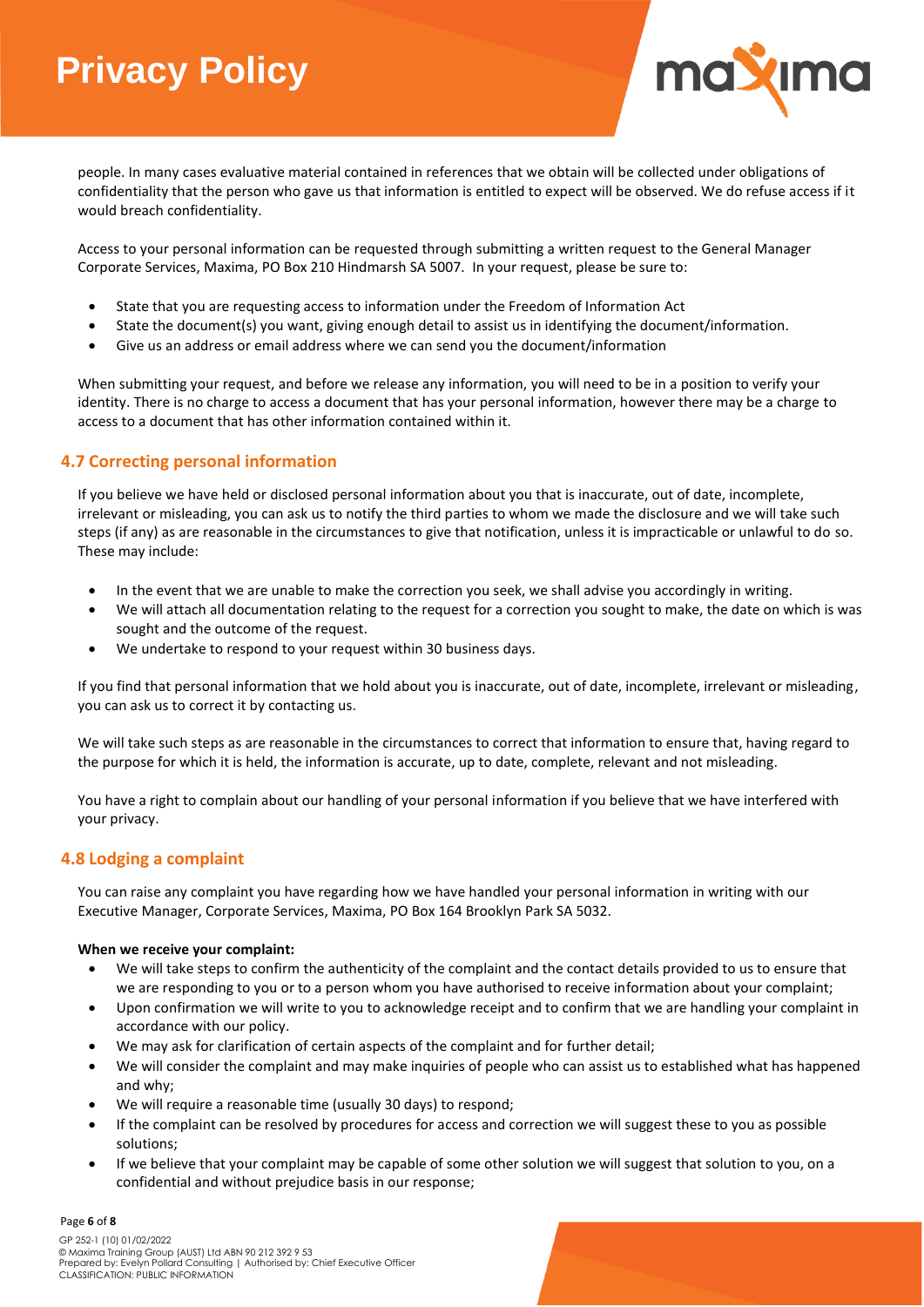people. In many cases evaluative material contained in references that we obtain will be collected under obligations of confidentiality that the person who gave us that information is entitled to expect will be observed. We do refuse access if it would breach confidentiality.

Access to your personal information can be requested through submitting a written request to the General Manager Corporate Services, Maxima, PO Box 210 Hindmarsh SA 5007. In your request, please be sure to:

- State that you are requesting access to information under the Freedom of Information Act
- State the document(s) you want, giving enough detail to assist us in identifying the document/information.
- Give us an address or email address where we can send you the document/information

When submitting your request, and before we release any information, you will need to be in a position to verify your identity. There is no charge to access a document that has your personal information, however there may be a charge to access to a document that has other information contained within it.

## 4.7 Correcting personal information

If you believe we have held or disclosed personal information about you that is inaccurate, out of date, incomplete, irrelevant or misleading, you can ask us to notify the third parties to whom we made the disclosure and we will take such steps (if any) as are reasonable in the circumstances to give that notification, unless it is impracticable or unlawful to do so. These may include:

- In the event that we are unable to make the correction you seek, we shall advise you accordingly in writing.
- We will attach all documentation relating to the request for a correction you sought to make, the date on which is was sought and the outcome of the request.
- We undertake to respond to your request within 30 business days.

If you find that personal information that we hold about you is inaccurate, out of date, incomplete, irrelevant or misleading, you can ask us to correct it by contacting us.

We will take such steps as are reasonable in the circumstances to correct that information to ensure that, having regard to the purpose for which it is held, the information is accurate, up to date, complete, relevant and not misleading.

You have a right to complain about our handling of your personal information if you believe that we have interfered with your privacy.

## 4.8 Lodging a complaint

You can raise any complaint you have regarding how we have handled your personal information in writing with our Executive Manager, Corporate Services, Maxima, PO Box 164 Brooklyn Park SA 5032.

**When we receive your complaint:**

- We will take steps to confirm the authenticity of the complaint and the contact details provided to us to ensure that we are responding to you or to a person whom you have authorised to receive information about your complaint;
- Upon confirmation we will write to you to acknowledge receipt and to confirm that we are handling your complaint in accordance with our policy.
- We may ask for clarification of certain aspects of the complaint and for further detail;
- We will consider the complaint and may make inquiries of people who can assist us to established what has happened and why;
- We will require a reasonable time (usually 30 days) to respond;
- If the complaint can be resolved by procedures for access and correction we will suggest these to you as possible solutions;
- If we believe that your complaint may be capable of some other solution we will suggest that solution to you, on a confidential and without prejudice basis in our response;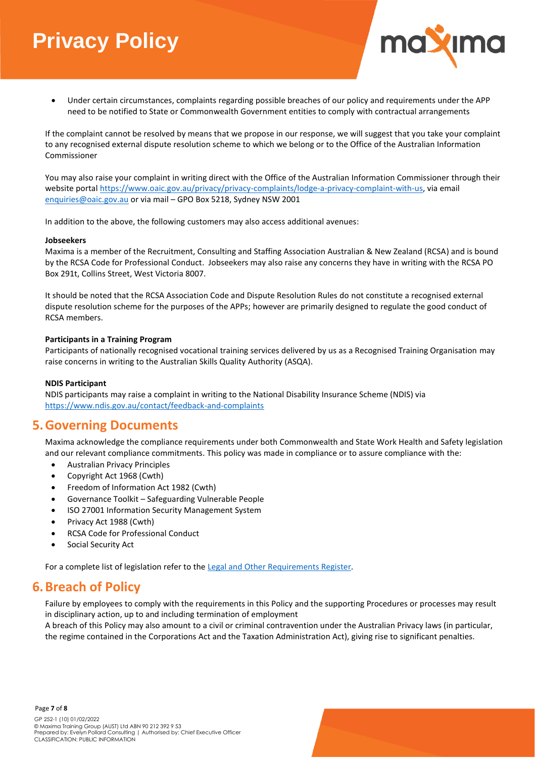- Under certain circumstances, complaints regarding possible breaches of our policy and requirements under the APP need to be notified to State or Commonwealth Government entities to comply with contractual arrangements

If the complaint cannot be resolved by means that we propose in our response, we will suggest that you take your complaint to any recognised external dispute resolution scheme to which we belong or to the Office of the Australian Information Commissioner

You may also raise your complaint in writing direct with the Office of the Australian Information Commissioner through their website portal https://www.oaic.gov.au/privacy/privacy-complaints/lodge-a-privacy-complaint-with-us, via email enquiries@oaic.gov.au or via mail – GPO Box 5218, Sydney NSW 2001

In addition to the above, the following customers may also access additional avenues:

**Jobseekers**
Maxima is a member of the Recruitment, Consulting and Staffing Association Australian & New Zealand (RCSA) and is bound by the RCSA Code for Professional Conduct. Jobseekers may also raise any concerns they have in writing with the RCSA PO Box 291t, Collins Street, West Victoria 8007.

It should be noted that the RCSA Association Code and Dispute Resolution Rules do not constitute a recognised external dispute resolution scheme for the purposes of the APPs; however are primarily designed to regulate the good conduct of RCSA members.

**Participants in a Training Program**
Participants of nationally recognised vocational training services delivered by us as a Recognised Training Organisation may raise concerns in writing to the Australian Skills Quality Authority (ASQA).

**NDIS Participant**
NDIS participants may raise a complaint in writing to the National Disability Insurance Scheme (NDIS) via https://www.ndis.gov.au/contact/feedback-and-complaints

## 5. Governing Documents

Maxima acknowledge the compliance requirements under both Commonwealth and State Work Health and Safety legislation and our relevant compliance commitments. This policy was made in compliance or to assure compliance with the:

- Australian Privacy Principles
- Copyright Act 1968 (Cwth)
- Freedom of Information Act 1982 (Cwth)
- Governance Toolkit – Safeguarding Vulnerable People
- ISO 27001 Information Security Management System
- Privacy Act 1988 (Cwth)
- RCSA Code for Professional Conduct
- Social Security Act

For a complete list of legislation refer to the Legal and Other Requirements Register.

## 6. Breach of Policy

Failure by employees to comply with the requirements in this Policy and the supporting Procedures or processes may result in disciplinary action, up to and including termination of employment
A breach of this Policy may also amount to a civil or criminal contravention under the Australian Privacy laws (in particular, the regime contained in the Corporations Act and the Taxation Administration Act), giving rise to significant penalties.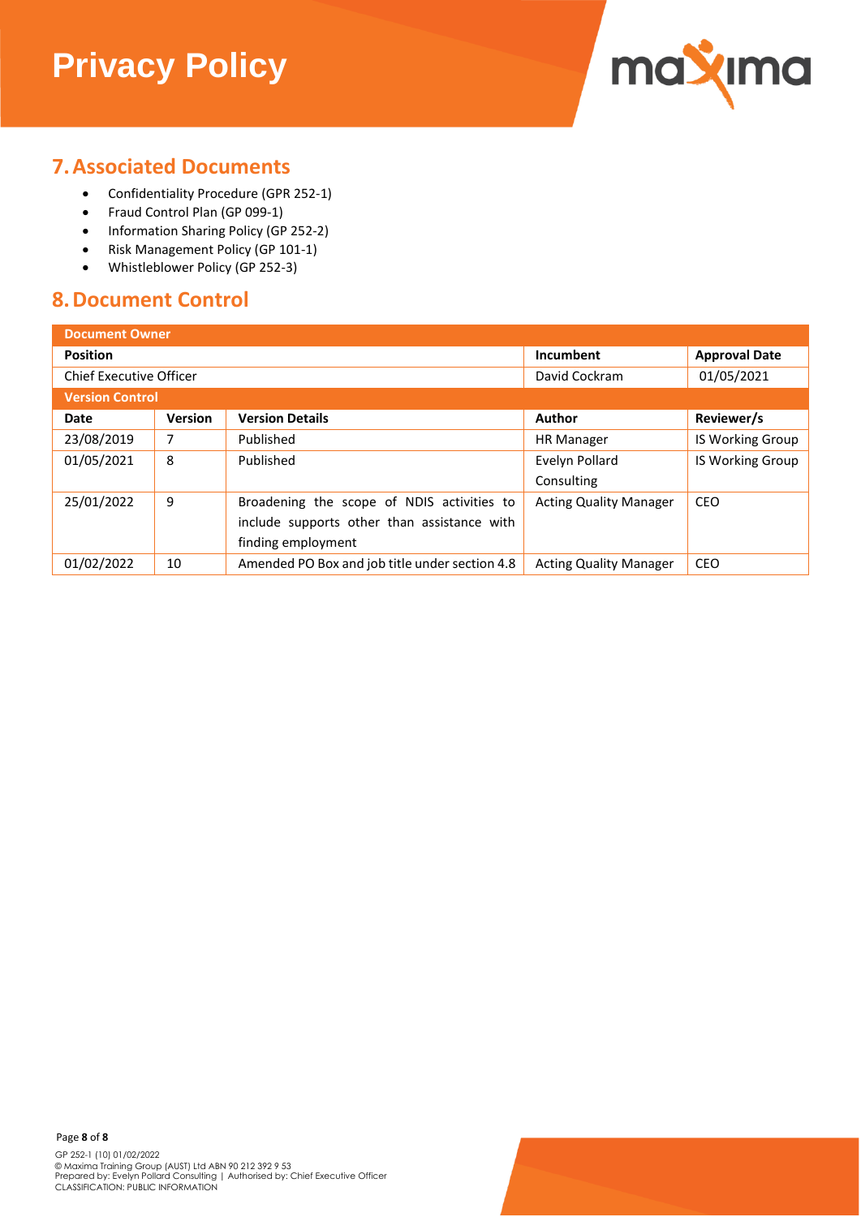## 7. Associated Documents

- Confidentiality Procedure (GPR 252-1)
- Fraud Control Plan (GP 099-1)
- Information Sharing Policy (GP 252-2)
- Risk Management Policy (GP 101-1)
- Whistleblower Policy (GP 252-3)

## 8. Document Control

| Document Owner | | | | |
|---|---|---|---|---|
| **Position** | | | **Incumbent** | **Approval Date** |
| Chief Executive Officer | | | David Cockram | 01/05/2021 |
| **Version Control** | | | | |
| **Date** | **Version** | **Version Details** | **Author** | **Reviewer/s** |
| 23/08/2019 | 7 | Published | HR Manager | IS Working Group |
| 01/05/2021 | 8 | Published | Evelyn Pollard Consulting | IS Working Group |
| 25/01/2022 | 9 | Broadening the scope of NDIS activities to include supports other than assistance with finding employment | Acting Quality Manager | CEO |
| 01/02/2022 | 10 | Amended PO Box and job title under section 4.8 | Acting Quality Manager | CEO |